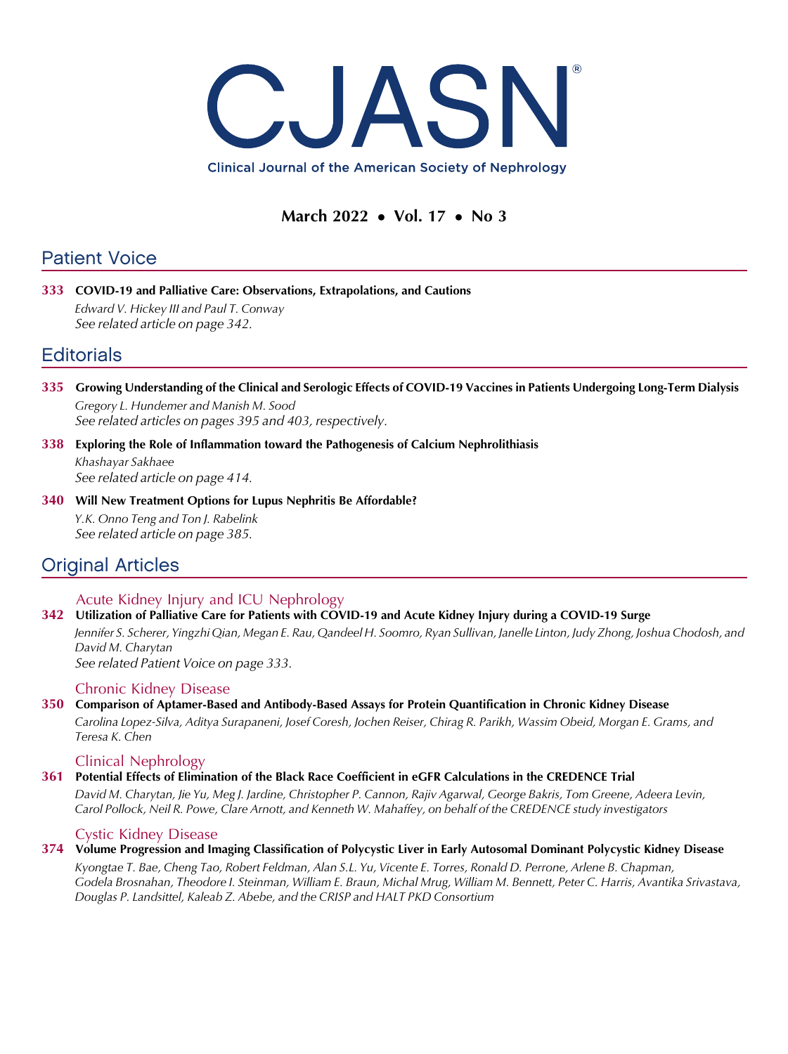# CJASN®

Clinical Journal of the American Society of Nephrology

**March 2022 • Vol. 17 • No 3**

## Patient Voice

**333 COVID-19 and Palliative Care: Observations, Extrapolations, and Cautions**

*Edward V. Hickey III and Paul T. Conway*

*See related article on page 342.*

## Editorials

**335 Growing Understanding of the Clinical and Serologic Effects of COVID-19 Vaccines in Patients Undergoing Long-Term Dialysis**

*Gregory L. Hundemer and Manish M. Sood*

*See related articles on pages 395 and 403, respectively.*

**338 Exploring the Role of Inflammation toward the Pathogenesis of Calcium Nephrolithiasis**

*Khashayar Sakhaee*

*See related article on page 414.*

**340 Will New Treatment Options for Lupus Nephritis Be Affordable?**

*Y.K. Onno Teng and Ton J. Rabelink*

*See related article on page 385.*

## Original Articles

### Acute Kidney Injury and ICU Nephrology

**342 Utilization of Palliative Care for Patients with COVID-19 and Acute Kidney Injury during a COVID-19 Surge**

*Jennifer S. Scherer, Yingzhi Qian, Megan E. Rau, Qandeel H. Soomro, Ryan Sullivan, Janelle Linton, Judy Zhong, Joshua Chodosh, and David M. Charytan*

*See related Patient Voice on page 333.*

### Chronic Kidney Disease

**350 Comparison of Aptamer-Based and Antibody-Based Assays for Protein Quantification in Chronic Kidney Disease**

*Carolina Lopez-Silva, Aditya Surapaneni, Josef Coresh, Jochen Reiser, Chirag R. Parikh, Wassim Obeid, Morgan E. Grams, and Teresa K. Chen*

### Clinical Nephrology

**361 Potential Effects of Elimination of the Black Race Coefficient in eGFR Calculations in the CREDENCE Trial**

*David M. Charytan, Jie Yu, Meg J. Jardine, Christopher P. Cannon, Rajiv Agarwal, George Bakris, Tom Greene, Adeera Levin, Carol Pollock, Neil R. Powe, Clare Arnott, and Kenneth W. Mahaffey, on behalf of the CREDENCE study investigators*

### Cystic Kidney Disease

**374 Volume Progression and Imaging Classification of Polycystic Liver in Early Autosomal Dominant Polycystic Kidney Disease**

*Kyongtae T. Bae, Cheng Tao, Robert Feldman, Alan S.L. Yu, Vicente E. Torres, Ronald D. Perrone, Arlene B. Chapman, Godela Brosnahan, Theodore I. Steinman, William E. Braun, Michal Mrug, William M. Bennett, Peter C. Harris, Avantika Srivastava, Douglas P. Landsittel, Kaleab Z. Abebe, and the CRISP and HALT PKD Consortium*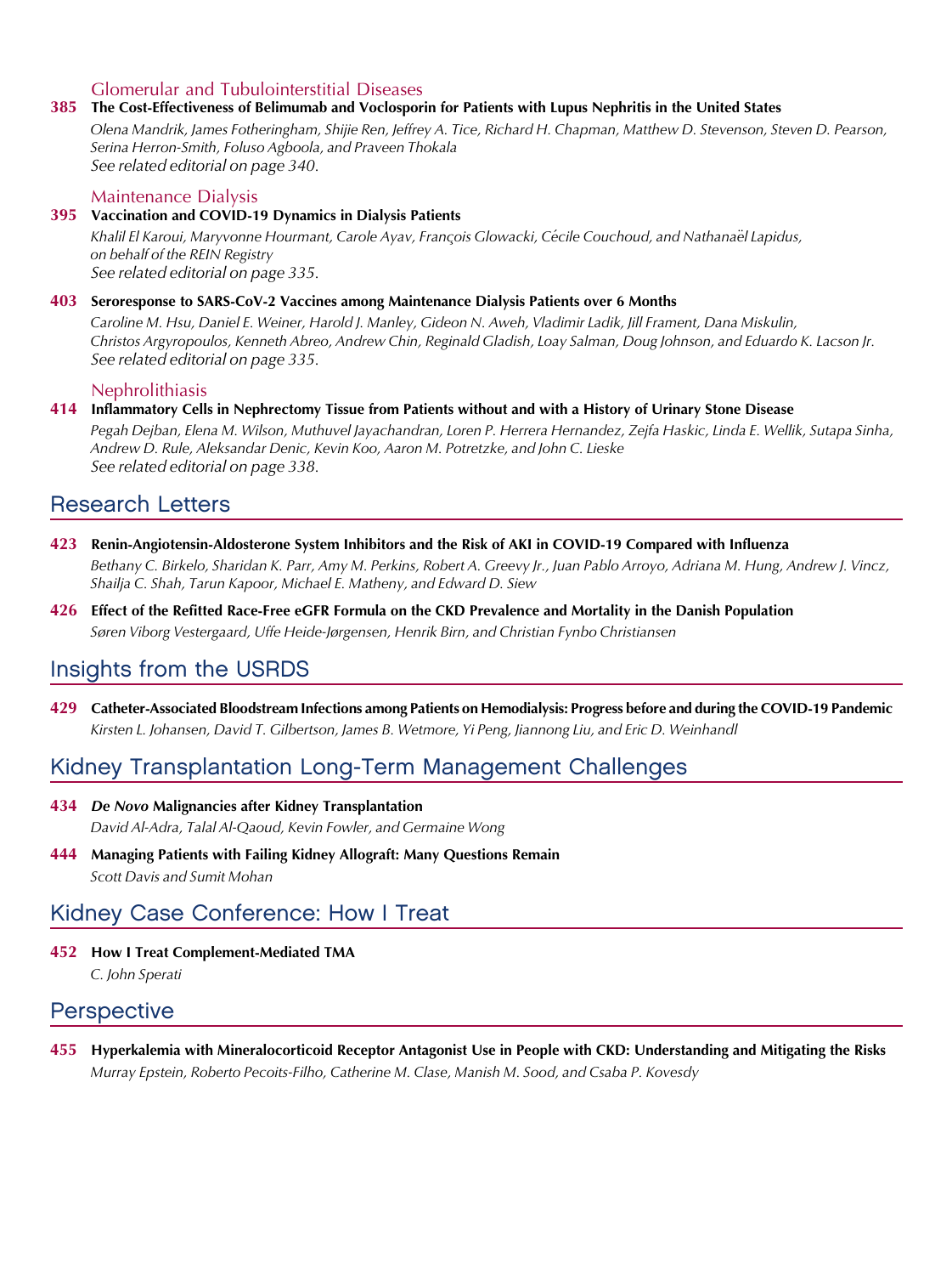### Glomerular and Tubulointerstitial Diseases

**385** **The Cost-Effectiveness of Belimumab and Voclosporin for Patients with Lupus Nephritis in the United States**
*Olena Mandrik, James Fotheringham, Shijie Ren, Jeffrey A. Tice, Richard H. Chapman, Matthew D. Stevenson, Steven D. Pearson, Serina Herron-Smith, Foluso Agboola, and Praveen Thokala*
*See related editorial on page 340.*

### Maintenance Dialysis

**395** **Vaccination and COVID-19 Dynamics in Dialysis Patients**
*Khalil El Karoui, Maryvonne Hourmant, Carole Ayav, François Glowacki, Cécile Couchoud, and Nathanaël Lapidus, on behalf of the REIN Registry*
*See related editorial on page 335.*

**403** **Seroresponse to SARS-CoV-2 Vaccines among Maintenance Dialysis Patients over 6 Months**
*Caroline M. Hsu, Daniel E. Weiner, Harold J. Manley, Gideon N. Aweh, Vladimir Ladik, Jill Frament, Dana Miskulin, Christos Argyropoulos, Kenneth Abreo, Andrew Chin, Reginald Gladish, Loay Salman, Doug Johnson, and Eduardo K. Lacson Jr.*
*See related editorial on page 335.*

### Nephrolithiasis

**414** **Inflammatory Cells in Nephrectomy Tissue from Patients without and with a History of Urinary Stone Disease**
*Pegah Dejban, Elena M. Wilson, Muthuvel Jayachandran, Loren P. Herrera Hernandez, Zejfa Haskic, Linda E. Wellik, Sutapa Sinha, Andrew D. Rule, Aleksandar Denic, Kevin Koo, Aaron M. Potretzke, and John C. Lieske*
*See related editorial on page 338.*

## Research Letters

**423** **Renin-Angiotensin-Aldosterone System Inhibitors and the Risk of AKI in COVID-19 Compared with Influenza**
*Bethany C. Birkelo, Sharidan K. Parr, Amy M. Perkins, Robert A. Greevy Jr., Juan Pablo Arroyo, Adriana M. Hung, Andrew J. Vincz, Shailja C. Shah, Tarun Kapoor, Michael E. Matheny, and Edward D. Siew*

**426** **Effect of the Refitted Race-Free eGFR Formula on the CKD Prevalence and Mortality in the Danish Population**
*Søren Viborg Vestergaard, Uffe Heide-Jørgensen, Henrik Birn, and Christian Fynbo Christiansen*

## Insights from the USRDS

**429** **Catheter-Associated Bloodstream Infections among Patients on Hemodialysis: Progress before and during the COVID-19 Pandemic**
*Kirsten L. Johansen, David T. Gilbertson, James B. Wetmore, Yi Peng, Jiannong Liu, and Eric D. Weinhandl*

## Kidney Transplantation Long-Term Management Challenges

**434** ***De Novo*** **Malignancies after Kidney Transplantation**
*David Al-Adra, Talal Al-Qaoud, Kevin Fowler, and Germaine Wong*

**444** **Managing Patients with Failing Kidney Allograft: Many Questions Remain**
*Scott Davis and Sumit Mohan*

## Kidney Case Conference: How I Treat

**452** **How I Treat Complement-Mediated TMA**
*C. John Sperati*

## Perspective

**455** **Hyperkalemia with Mineralocorticoid Receptor Antagonist Use in People with CKD: Understanding and Mitigating the Risks**
*Murray Epstein, Roberto Pecoits-Filho, Catherine M. Clase, Manish M. Sood, and Csaba P. Kovesdy*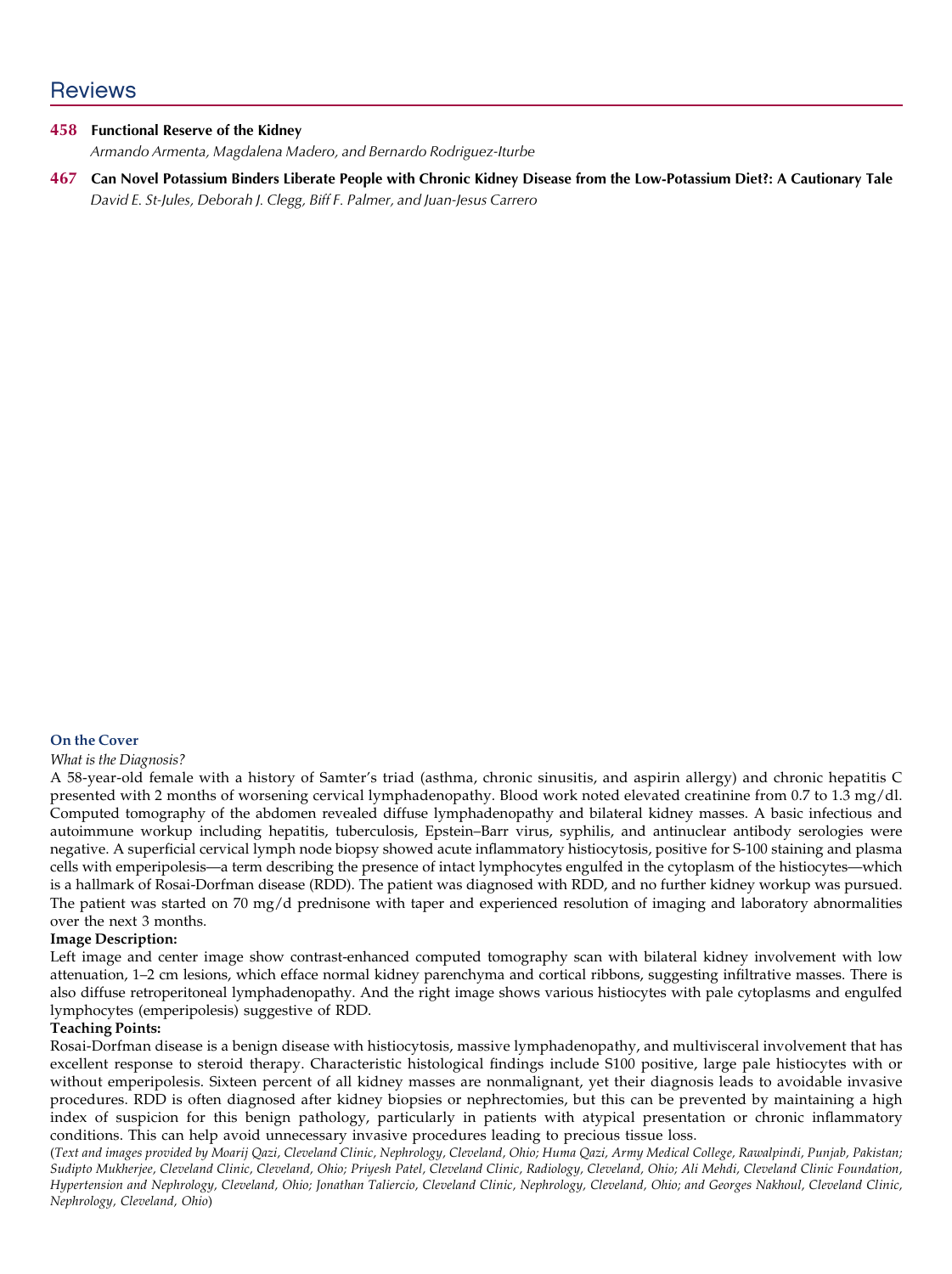## Reviews

**458 Functional Reserve of the Kidney**
*Armando Armenta, Magdalena Madero, and Bernardo Rodriguez-Iturbe*

**467 Can Novel Potassium Binders Liberate People with Chronic Kidney Disease from the Low-Potassium Diet?: A Cautionary Tale**
*David E. St-Jules, Deborah J. Clegg, Biff F. Palmer, and Juan-Jesus Carrero*

### On the Cover

*What is the Diagnosis?*

A 58-year-old female with a history of Samter's triad (asthma, chronic sinusitis, and aspirin allergy) and chronic hepatitis C presented with 2 months of worsening cervical lymphadenopathy. Blood work noted elevated creatinine from 0.7 to 1.3 mg/dl. Computed tomography of the abdomen revealed diffuse lymphadenopathy and bilateral kidney masses. A basic infectious and autoimmune workup including hepatitis, tuberculosis, Epstein–Barr virus, syphilis, and antinuclear antibody serologies were negative. A superficial cervical lymph node biopsy showed acute inflammatory histiocytosis, positive for S-100 staining and plasma cells with emperipolesis—a term describing the presence of intact lymphocytes engulfed in the cytoplasm of the histiocytes—which is a hallmark of Rosai-Dorfman disease (RDD). The patient was diagnosed with RDD, and no further kidney workup was pursued. The patient was started on 70 mg/d prednisone with taper and experienced resolution of imaging and laboratory abnormalities over the next 3 months.

**Image Description:**

Left image and center image show contrast-enhanced computed tomography scan with bilateral kidney involvement with low attenuation, 1–2 cm lesions, which efface normal kidney parenchyma and cortical ribbons, suggesting infiltrative masses. There is also diffuse retroperitoneal lymphadenopathy. And the right image shows various histiocytes with pale cytoplasms and engulfed lymphocytes (emperipolesis) suggestive of RDD.

**Teaching Points:**

Rosai-Dorfman disease is a benign disease with histiocytosis, massive lymphadenopathy, and multivisceral involvement that has excellent response to steroid therapy. Characteristic histological findings include S100 positive, large pale histiocytes with or without emperipolesis. Sixteen percent of all kidney masses are nonmalignant, yet their diagnosis leads to avoidable invasive procedures. RDD is often diagnosed after kidney biopsies or nephrectomies, but this can be prevented by maintaining a high index of suspicion for this benign pathology, particularly in patients with atypical presentation or chronic inflammatory conditions. This can help avoid unnecessary invasive procedures leading to precious tissue loss.

(*Text and images provided by Moarij Qazi, Cleveland Clinic, Nephrology, Cleveland, Ohio; Huma Qazi, Army Medical College, Rawalpindi, Punjab, Pakistan; Sudipto Mukherjee, Cleveland Clinic, Cleveland, Ohio; Priyesh Patel, Cleveland Clinic, Radiology, Cleveland, Ohio; Ali Mehdi, Cleveland Clinic Foundation, Hypertension and Nephrology, Cleveland, Ohio; Jonathan Taliercio, Cleveland Clinic, Nephrology, Cleveland, Ohio; and Georges Nakhoul, Cleveland Clinic, Nephrology, Cleveland, Ohio*)